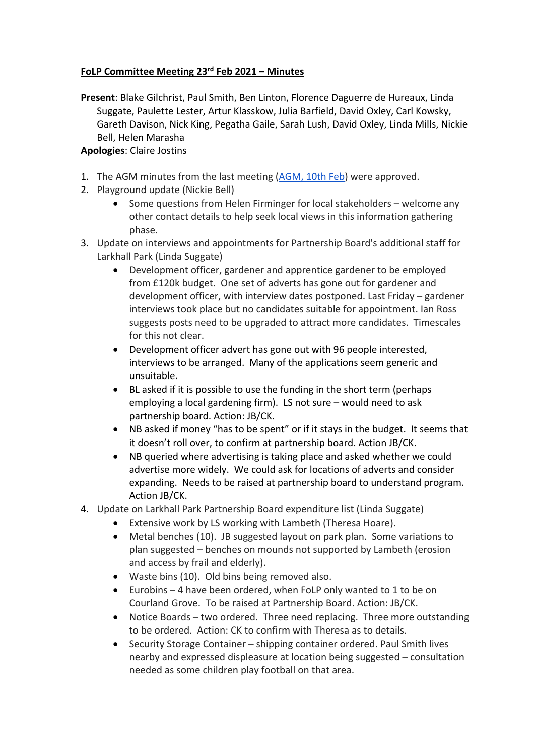**FoLP Committee Meeting 23rd Feb 2021 – Minutes**

**Present**: Blake Gilchrist, Paul Smith, Ben Linton, Florence Daguerre de Hureaux, Linda Suggate, Paulette Lester, Artur Klasskow, Julia Barfield, David Oxley, Carl Kowsky, Gareth Davison, Nick King, Pegatha Gaile, Sarah Lush, David Oxley, Linda Mills, Nickie Bell, Helen Marasha
**Apologies**: Claire Jostins

1. The AGM minutes from the last meeting (AGM, 10th Feb) were approved.
2. Playground update (Nickie Bell)
    - Some questions from Helen Firminger for local stakeholders – welcome any other contact details to help seek local views in this information gathering phase.
3. Update on interviews and appointments for Partnership Board's additional staff for Larkhall Park (Linda Suggate)
    - Development officer, gardener and apprentice gardener to be employed from £120k budget. One set of adverts has gone out for gardener and development officer, with interview dates postponed. Last Friday – gardener interviews took place but no candidates suitable for appointment. Ian Ross suggests posts need to be upgraded to attract more candidates. Timescales for this not clear.
    - Development officer advert has gone out with 96 people interested, interviews to be arranged. Many of the applications seem generic and unsuitable.
    - BL asked if it is possible to use the funding in the short term (perhaps employing a local gardening firm). LS not sure – would need to ask partnership board. Action: JB/CK.
    - NB asked if money "has to be spent" or if it stays in the budget. It seems that it doesn't roll over, to confirm at partnership board. Action JB/CK.
    - NB queried where advertising is taking place and asked whether we could advertise more widely. We could ask for locations of adverts and consider expanding. Needs to be raised at partnership board to understand program. Action JB/CK.
4. Update on Larkhall Park Partnership Board expenditure list (Linda Suggate)
    - Extensive work by LS working with Lambeth (Theresa Hoare).
    - Metal benches (10). JB suggested layout on park plan. Some variations to plan suggested – benches on mounds not supported by Lambeth (erosion and access by frail and elderly).
    - Waste bins (10). Old bins being removed also.
    - Eurobins – 4 have been ordered, when FoLP only wanted to 1 to be on Courland Grove. To be raised at Partnership Board. Action: JB/CK.
    - Notice Boards – two ordered. Three need replacing. Three more outstanding to be ordered. Action: CK to confirm with Theresa as to details.
    - Security Storage Container – shipping container ordered. Paul Smith lives nearby and expressed displeasure at location being suggested – consultation needed as some children play football on that area.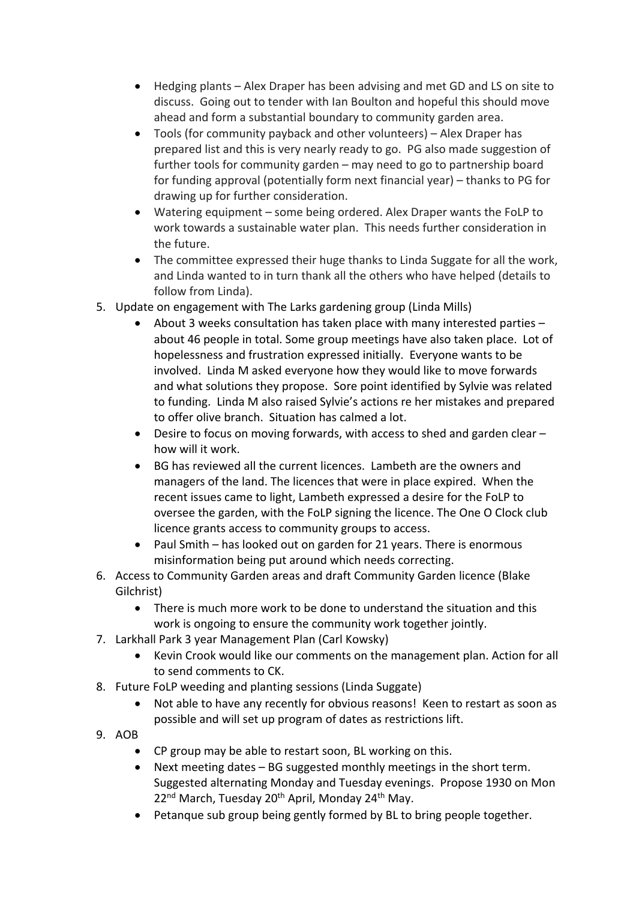- Hedging plants – Alex Draper has been advising and met GD and LS on site to discuss. Going out to tender with Ian Boulton and hopeful this should move ahead and form a substantial boundary to community garden area.
- Tools (for community payback and other volunteers) – Alex Draper has prepared list and this is very nearly ready to go. PG also made suggestion of further tools for community garden – may need to go to partnership board for funding approval (potentially form next financial year) – thanks to PG for drawing up for further consideration.
- Watering equipment – some being ordered. Alex Draper wants the FoLP to work towards a sustainable water plan. This needs further consideration in the future.
- The committee expressed their huge thanks to Linda Suggate for all the work, and Linda wanted to in turn thank all the others who have helped (details to follow from Linda).

5. Update on engagement with The Larks gardening group (Linda Mills)
    - About 3 weeks consultation has taken place with many interested parties – about 46 people in total. Some group meetings have also taken place. Lot of hopelessness and frustration expressed initially. Everyone wants to be involved. Linda M asked everyone how they would like to move forwards and what solutions they propose. Sore point identified by Sylvie was related to funding. Linda M also raised Sylvie's actions re her mistakes and prepared to offer olive branch. Situation has calmed a lot.
    - Desire to focus on moving forwards, with access to shed and garden clear – how will it work.
    - BG has reviewed all the current licences. Lambeth are the owners and managers of the land. The licences that were in place expired. When the recent issues came to light, Lambeth expressed a desire for the FoLP to oversee the garden, with the FoLP signing the licence. The One O Clock club licence grants access to community groups to access.
    - Paul Smith – has looked out on garden for 21 years. There is enormous misinformation being put around which needs correcting.
6. Access to Community Garden areas and draft Community Garden licence (Blake Gilchrist)
    - There is much more work to be done to understand the situation and this work is ongoing to ensure the community work together jointly.
7. Larkhall Park 3 year Management Plan (Carl Kowsky)
    - Kevin Crook would like our comments on the management plan. Action for all to send comments to CK.
8. Future FoLP weeding and planting sessions (Linda Suggate)
    - Not able to have any recently for obvious reasons! Keen to restart as soon as possible and will set up program of dates as restrictions lift.
9. AOB
    - CP group may be able to restart soon, BL working on this.
    - Next meeting dates – BG suggested monthly meetings in the short term. Suggested alternating Monday and Tuesday evenings. Propose 1930 on Mon 22nd March, Tuesday 20th April, Monday 24th May.
    - Petanque sub group being gently formed by BL to bring people together.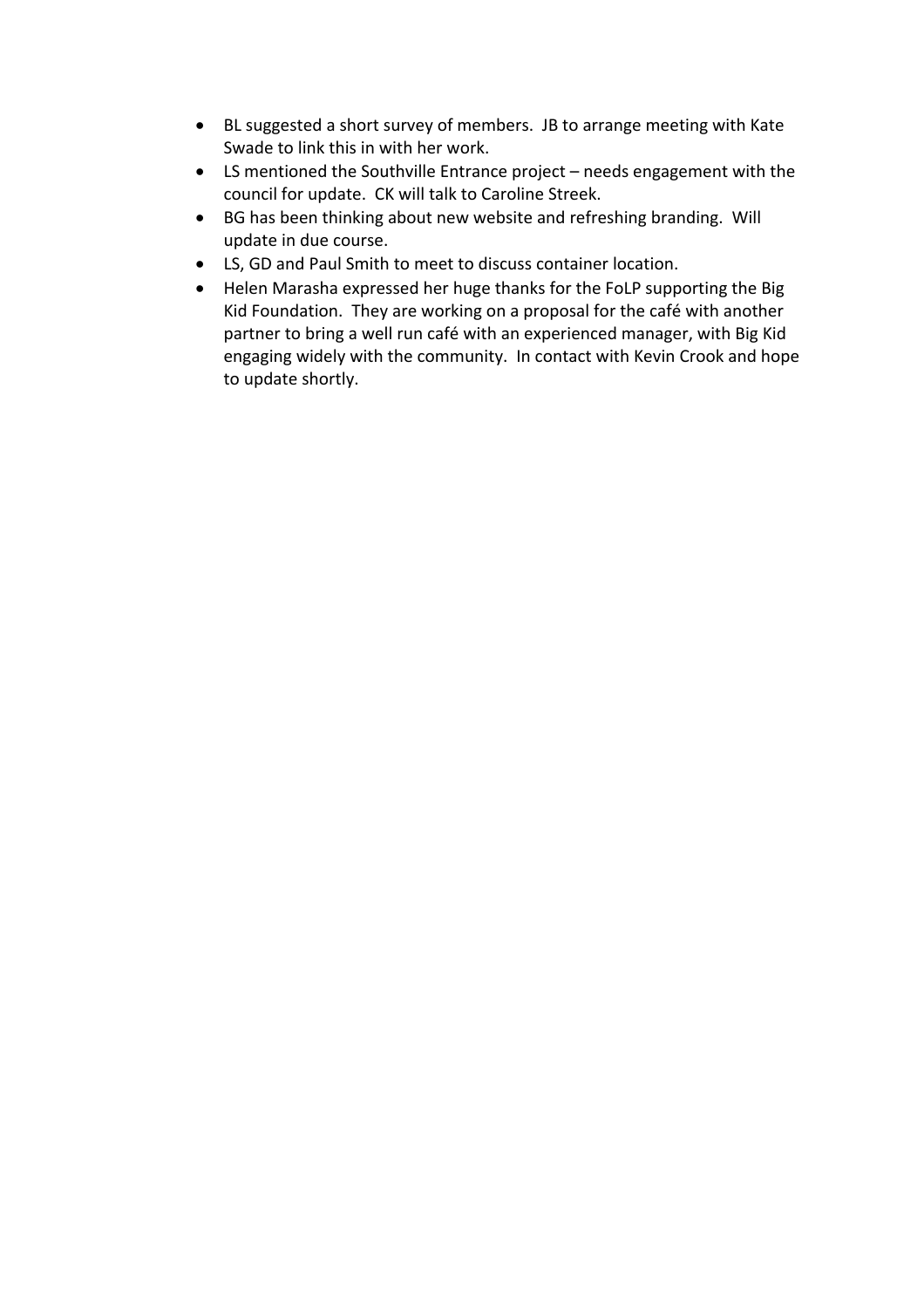- BL suggested a short survey of members. JB to arrange meeting with Kate Swade to link this in with her work.
- LS mentioned the Southville Entrance project – needs engagement with the council for update. CK will talk to Caroline Streek.
- BG has been thinking about new website and refreshing branding. Will update in due course.
- LS, GD and Paul Smith to meet to discuss container location.
- Helen Marasha expressed her huge thanks for the FoLP supporting the Big Kid Foundation. They are working on a proposal for the café with another partner to bring a well run café with an experienced manager, with Big Kid engaging widely with the community. In contact with Kevin Crook and hope to update shortly.